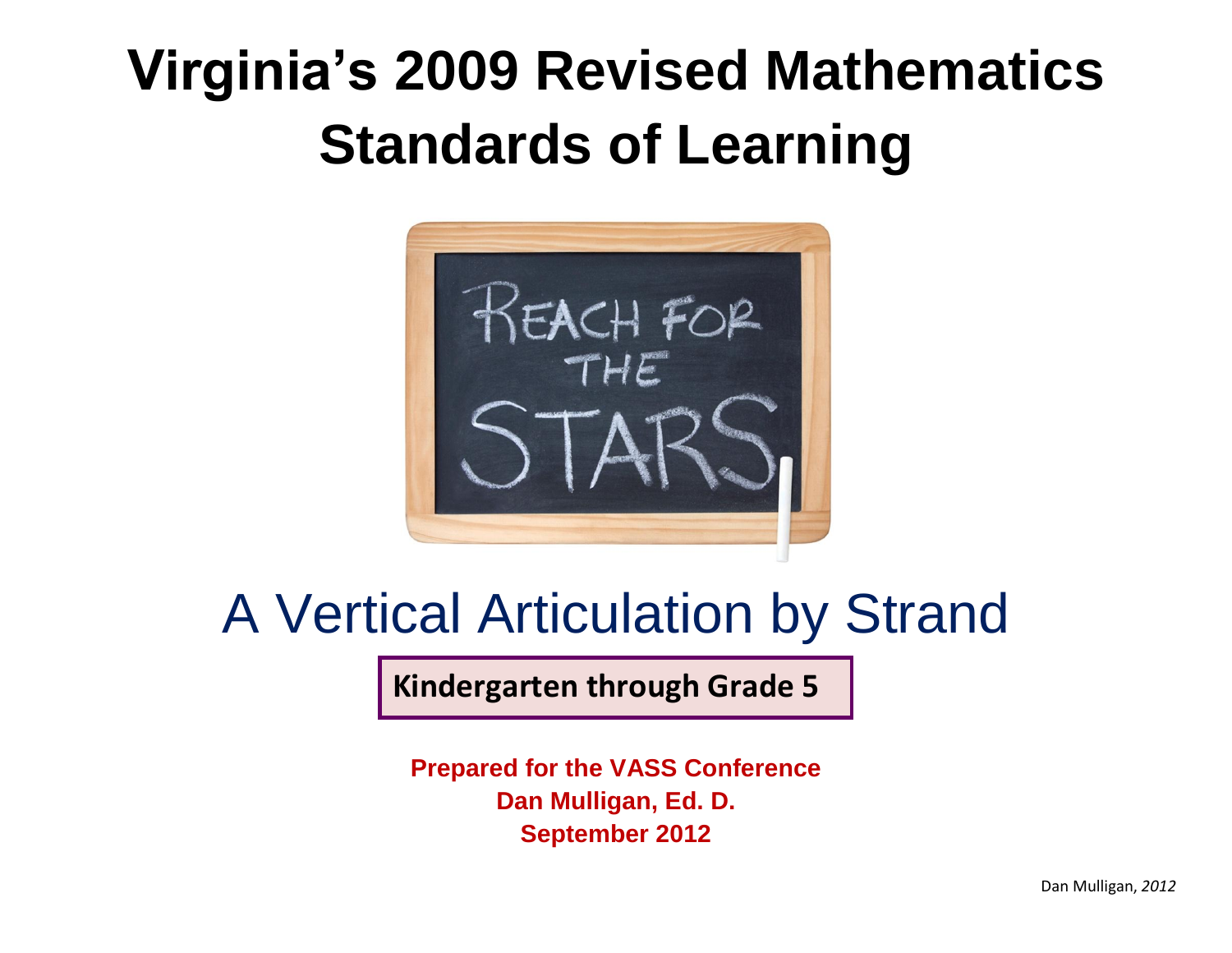# Virginia's 2009 Revised Mathematics Standards of Learning

## A Vertical Articulation by Strand

**Kindergarten through Grade 5**

**Prepared for the VASS Conference**
**Dan Mulligan, Ed. D.**
**September 2012**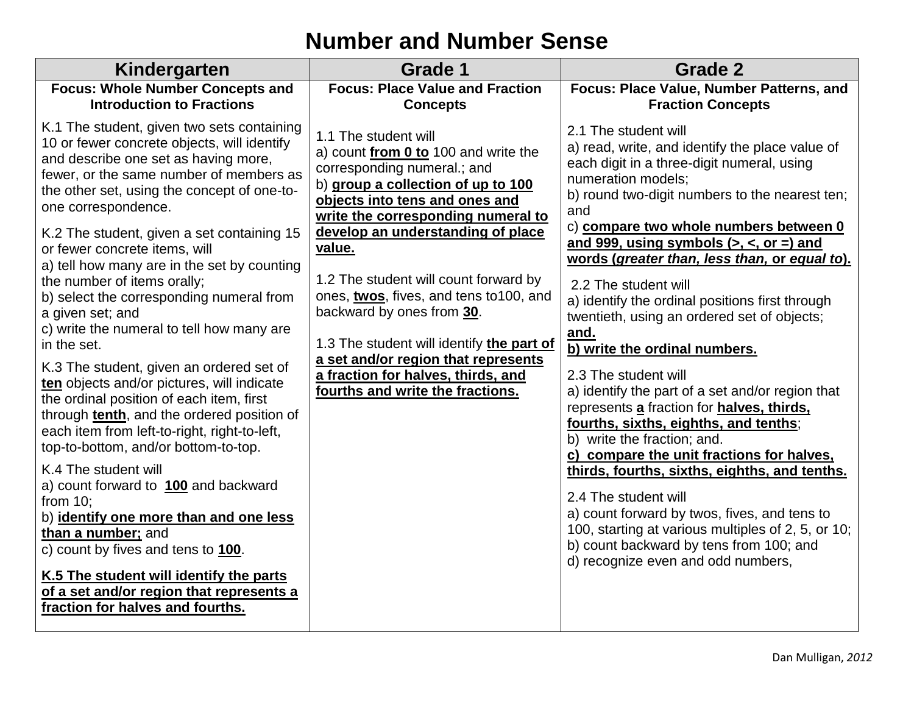# Number and Number Sense

| Kindergarten | Grade 1 | Grade 2 |
|---|---|---|
| **Focus: Whole Number Concepts and Introduction to Fractions** | **Focus: Place Value and Fraction Concepts** | **Focus: Place Value, Number Patterns, and Fraction Concepts** |
| K.1 The student, given two sets containing 10 or fewer concrete objects, will identify and describe one set as having more, fewer, or the same number of members as the other set, using the concept of one-to-one correspondence.<br><br>K.2 The student, given a set containing 15 or fewer concrete items, will<br>a) tell how many are in the set by counting the number of items orally;<br>b) select the corresponding numeral from a given set; and<br>c) write the numeral to tell how many are in the set.<br><br>K.3 The student, given an ordered set of **ten** objects and/or pictures, will indicate the ordinal position of each item, first through **tenth**, and the ordered position of each item from left-to-right, right-to-left, top-to-bottom, and/or bottom-to-top.<br><br>K.4 The student will<br>a) count forward to **100** and backward from 10;<br>b) **identify one more than and one less than a number;** and<br>c) count by fives and tens to **100**.<br><br>**K.5 The student will identify the parts of a set and/or region that represents a fraction for halves and fourths.** | 1.1 The student will<br>a) count **from 0 to** 100 and write the corresponding numeral.; and<br>b) **group a collection of up to 100 objects into tens and ones and write the corresponding numeral to develop an understanding of place value.**<br><br>1.2 The student will count forward by ones, **twos**, fives, and tens to100, and backward by ones from **30**.<br><br>1.3 The student will identify **the part of a set and/or region that represents a fraction for halves, thirds, and fourths and write the fractions.** | 2.1 The student will<br>a) read, write, and identify the place value of each digit in a three-digit numeral, using numeration models;<br>b) round two-digit numbers to the nearest ten; and<br>c) **compare two whole numbers between 0 and 999, using symbols (>, <, or =) and words (*greater than, less than,* or *equal to*).**<br><br>2.2 The student will<br>a) identify the ordinal positions first through twentieth, using an ordered set of objects; **and.**<br>**b) write the ordinal numbers.**<br><br>2.3 The student will<br>a) identify the part of a set and/or region that represents **a** fraction for **halves, thirds, fourths, sixths, eighths, and tenths**;<br>b) write the fraction; and.<br>**c) compare the unit fractions for halves, thirds, fourths, sixths, eighths, and tenths.**<br><br>2.4 The student will<br>a) count forward by twos, fives, and tens to 100, starting at various multiples of 2, 5, or 10;<br>b) count backward by tens from 100; and<br>d) recognize even and odd numbers, |

Dan Mulligan, *2012*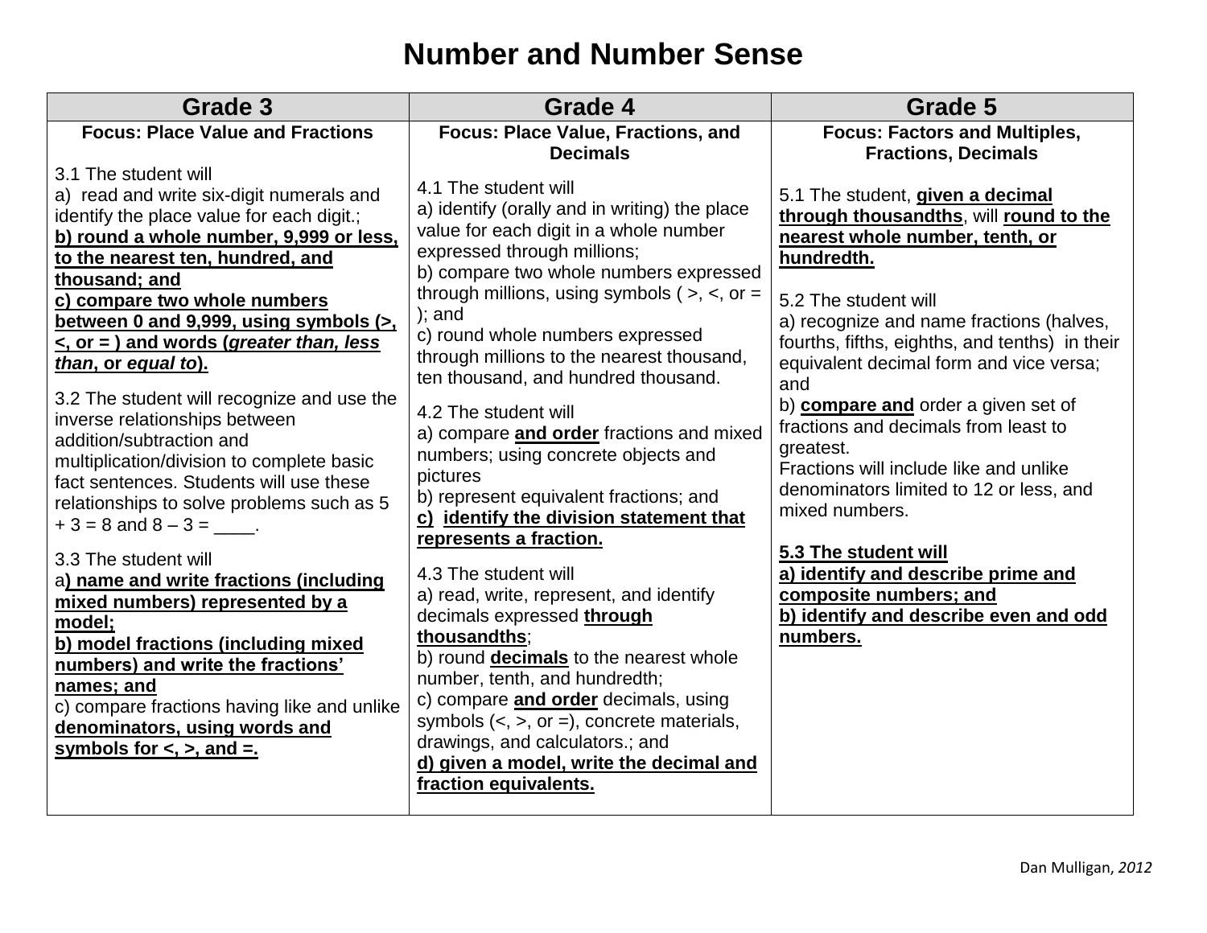# Number and Number Sense

| Grade 3 | Grade 4 | Grade 5 |
|---|---|---|
| **Focus: Place Value and Fractions**<br><br>3.1 The student will<br>a) read and write six-digit numerals and identify the place value for each digit.;<br>**b) round a whole number, 9,999 or less, to the nearest ten, hundred, and thousand; and**<br>**c) compare two whole numbers between 0 and 9,999, using symbols (>, <, or = ) and words (*greater than, less than*, or *equal to*).**<br><br>3.2 The student will recognize and use the inverse relationships between addition/subtraction and multiplication/division to complete basic fact sentences. Students will use these relationships to solve problems such as 5 + 3 = 8 and 8 – 3 = ____.<br><br>3.3 The student will<br>a**) name and write fractions (including mixed numbers) represented by a model;**<br>**b) model fractions (including mixed numbers) and write the fractions' names; and**<br>c) compare fractions having like and unlike **denominators, using words and symbols for <, >, and =.** | **Focus: Place Value, Fractions, and Decimals**<br><br>4.1 The student will<br>a) identify (orally and in writing) the place value for each digit in a whole number expressed through millions;<br>b) compare two whole numbers expressed through millions, using symbols ( >, <, or = ); and<br>c) round whole numbers expressed through millions to the nearest thousand, ten thousand, and hundred thousand.<br><br>4.2 The student will<br>a) compare **and order** fractions and mixed numbers; using concrete objects and pictures<br>b) represent equivalent fractions; and<br>**c) identify the division statement that represents a fraction.**<br><br>4.3 The student will<br>a) read, write, represent, and identify decimals expressed **through thousandths**;<br>b) round **decimals** to the nearest whole number, tenth, and hundredth;<br>c) compare **and order** decimals, using symbols (<, >, or =), concrete materials, drawings, and calculators.; and<br>**d) given a model, write the decimal and fraction equivalents.** | **Focus: Factors and Multiples, Fractions, Decimals**<br><br>5.1 The student, **given a decimal through thousandths**, will **round to the nearest whole number, tenth, or hundredth.**<br><br>5.2 The student will<br>a) recognize and name fractions (halves, fourths, fifths, eighths, and tenths) in their equivalent decimal form and vice versa; and<br>b) **compare and** order a given set of fractions and decimals from least to greatest.<br>Fractions will include like and unlike denominators limited to 12 or less, and mixed numbers.<br><br>**5.3 The student will**<br>**a) identify and describe prime and composite numbers; and**<br>**b) identify and describe even and odd numbers.** |

Dan Mulligan, *2012*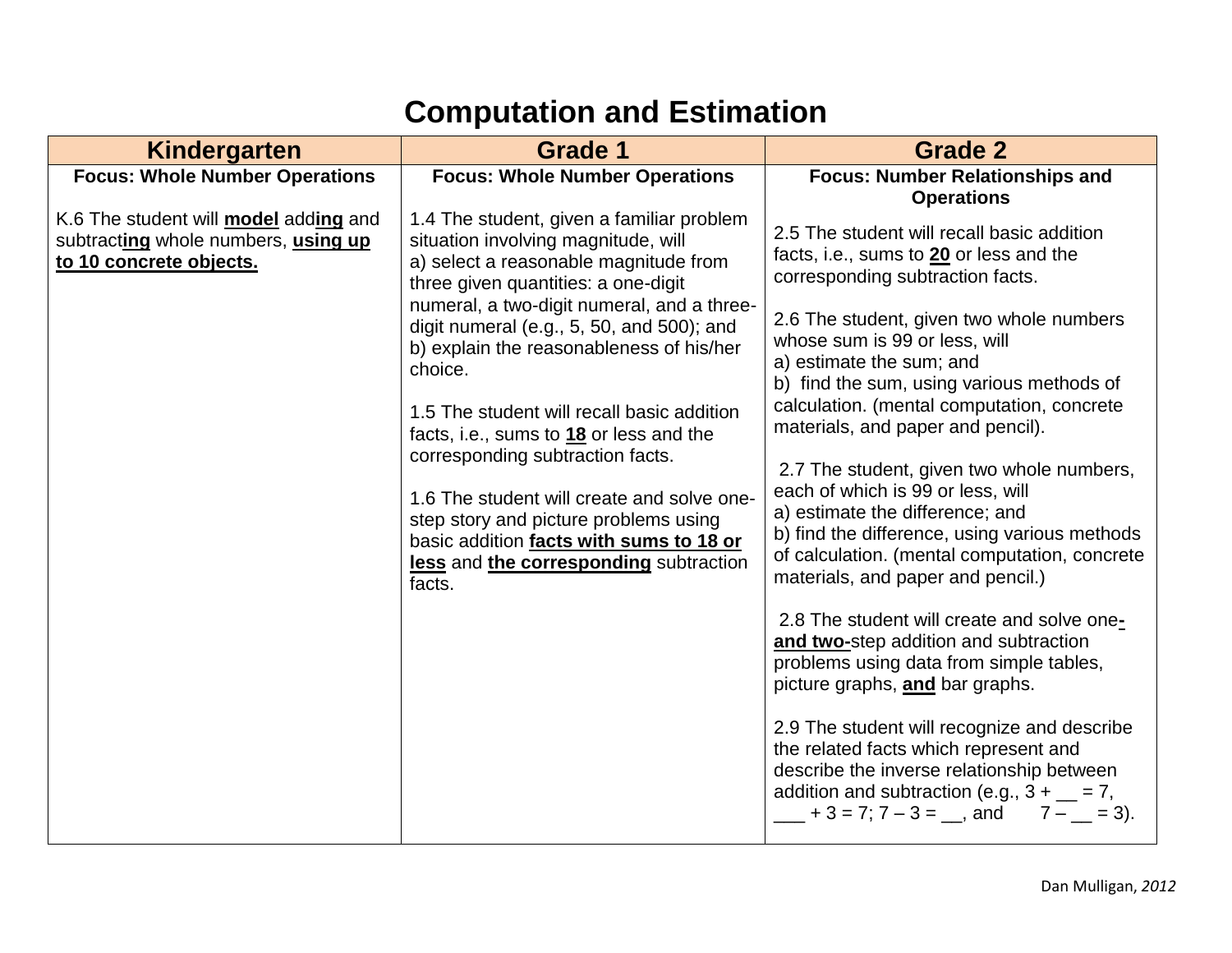# Computation and Estimation

| Kindergarten | Grade 1 | Grade 2 |
|---|---|---|
| **Focus: Whole Number Operations**<br><br>K.6 The student will **model** add**ing** and subtract**ing** whole numbers, **using up to 10 concrete objects.** | **Focus: Whole Number Operations**<br><br>1.4 The student, given a familiar problem situation involving magnitude, will<br>a) select a reasonable magnitude from three given quantities: a one-digit numeral, a two-digit numeral, and a three-digit numeral (e.g., 5, 50, and 500); and<br>b) explain the reasonableness of his/her choice.<br><br>1.5 The student will recall basic addition facts, i.e., sums to **18** or less and the corresponding subtraction facts.<br><br>1.6 The student will create and solve one-step story and picture problems using basic addition **facts with sums to 18 or less** and **the corresponding** subtraction facts. | **Focus: Number Relationships and Operations**<br><br>2.5 The student will recall basic addition facts, i.e., sums to **20** or less and the corresponding subtraction facts.<br><br>2.6 The student, given two whole numbers whose sum is 99 or less, will<br>a) estimate the sum; and<br>b) find the sum, using various methods of calculation. (mental computation, concrete materials, and paper and pencil).<br><br>2.7 The student, given two whole numbers, each of which is 99 or less, will<br>a) estimate the difference; and<br>b) find the difference, using various methods of calculation. (mental computation, concrete materials, and paper and pencil.)<br><br>2.8 The student will create and solve one**- and two-**step addition and subtraction problems using data from simple tables, picture graphs, **and** bar graphs.<br><br>2.9 The student will recognize and describe the related facts which represent and describe the inverse relationship between addition and subtraction (e.g., 3 + __ = 7, ___ + 3 = 7; 7 – 3 = __, and 7 – __ = 3). |

Dan Mulligan, *2012*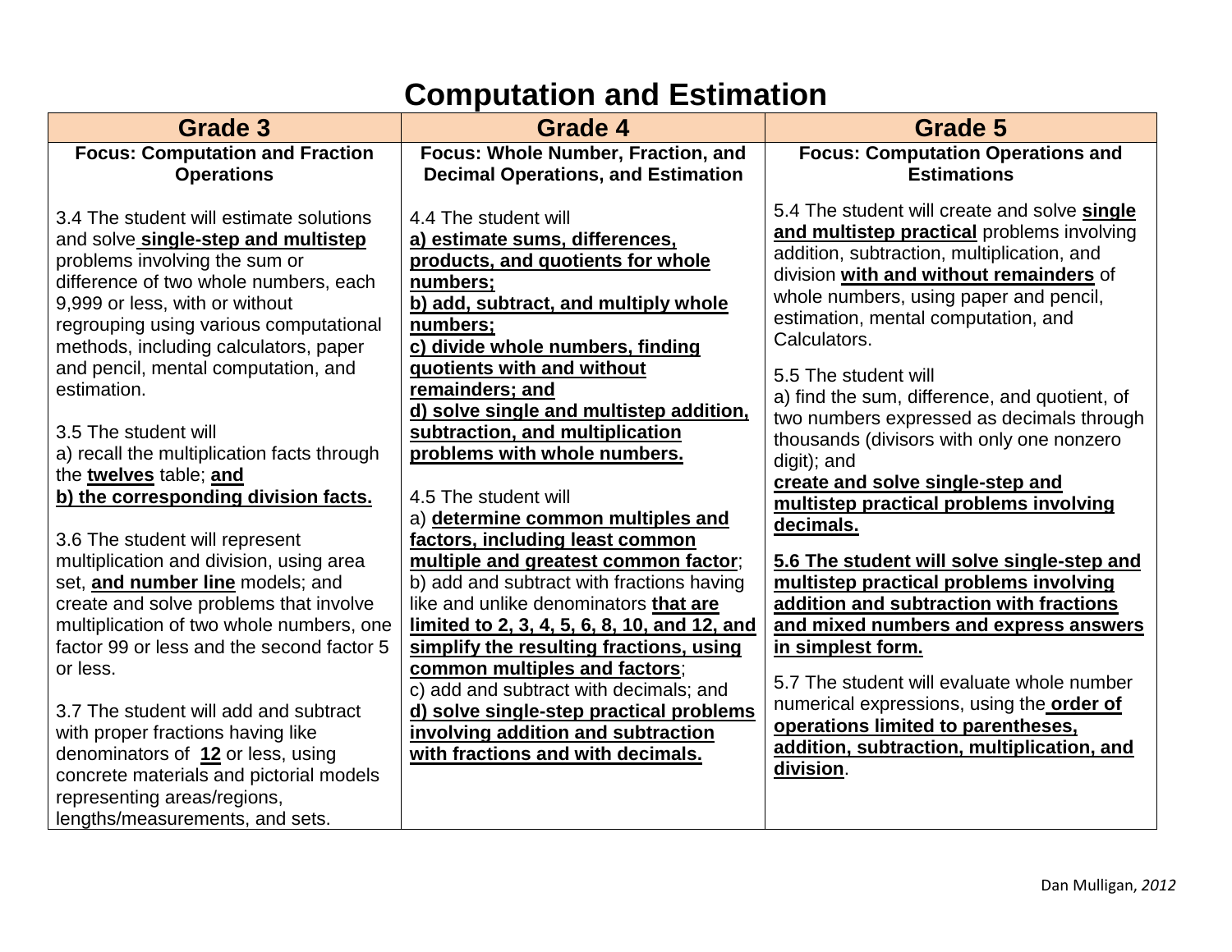# Computation and Estimation

| Grade 3 | Grade 4 | Grade 5 |
|---|---|---|
| **Focus: Computation and Fraction Operations**<br><br>3.4 The student will estimate solutions and solve **single-step and multistep** problems involving the sum or difference of two whole numbers, each 9,999 or less, with or without regrouping using various computational methods, including calculators, paper and pencil, mental computation, and estimation.<br><br>3.5 The student will<br>a) recall the multiplication facts through the **twelves** table; **and**<br>**b) the corresponding division facts.**<br><br>3.6 The student will represent multiplication and division, using area set, **and number line** models; and create and solve problems that involve multiplication of two whole numbers, one factor 99 or less and the second factor 5 or less.<br><br>3.7 The student will add and subtract with proper fractions having like denominators of **12** or less, using concrete materials and pictorial models representing areas/regions, lengths/measurements, and sets. | **Focus: Whole Number, Fraction, and Decimal Operations, and Estimation**<br><br>4.4 The student will<br>**a) estimate sums, differences, products, and quotients for whole numbers;**<br>**b) add, subtract, and multiply whole numbers;**<br>**c) divide whole numbers, finding quotients with and without remainders; and**<br>**d) solve single and multistep addition, subtraction, and multiplication problems with whole numbers.**<br><br>4.5 The student will<br>a) **determine common multiples and factors, including least common multiple and greatest common factor**;<br>b) add and subtract with fractions having like and unlike denominators **that are limited to 2, 3, 4, 5, 6, 8, 10, and 12, and simplify the resulting fractions, using common multiples and factors**;<br>c) add and subtract with decimals; and<br>**d) solve single-step practical problems involving addition and subtraction with fractions and with decimals.** | **Focus: Computation Operations and Estimations**<br><br>5.4 The student will create and solve **single and multistep practical** problems involving addition, subtraction, multiplication, and division **with and without remainders** of whole numbers, using paper and pencil, estimation, mental computation, and Calculators.<br><br>5.5 The student will<br>a) find the sum, difference, and quotient, of two numbers expressed as decimals through thousands (divisors with only one nonzero digit); and<br>**create and solve single-step and multistep practical problems involving decimals.**<br><br>**5.6 The student will solve single-step and multistep practical problems involving addition and subtraction with fractions and mixed numbers and express answers in simplest form.**<br><br>5.7 The student will evaluate whole number numerical expressions, using the **order of operations limited to parentheses, addition, subtraction, multiplication, and division**. |

Dan Mulligan, *2012*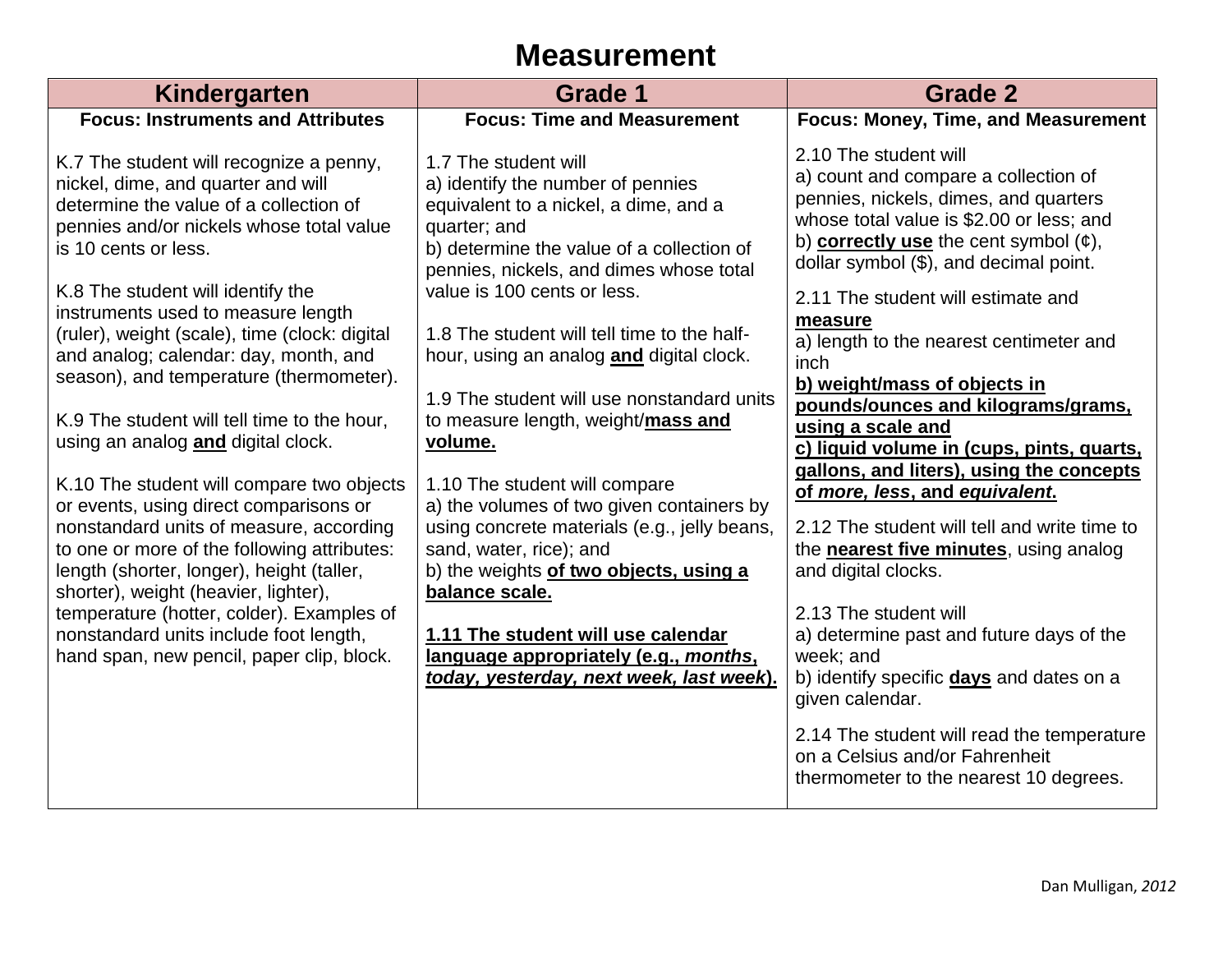# Measurement

| Kindergarten | Grade 1 | Grade 2 |
|---|---|---|
| **Focus: Instruments and Attributes** | **Focus: Time and Measurement** | **Focus: Money, Time, and Measurement** |
| K.7 The student will recognize a penny, nickel, dime, and quarter and will determine the value of a collection of pennies and/or nickels whose total value is 10 cents or less.<br><br>K.8 The student will identify the instruments used to measure length (ruler), weight (scale), time (clock: digital and analog; calendar: day, month, and season), and temperature (thermometer).<br><br>K.9 The student will tell time to the hour, using an analog **and** digital clock.<br><br>K.10 The student will compare two objects or events, using direct comparisons or nonstandard units of measure, according to one or more of the following attributes: length (shorter, longer), height (taller, shorter), weight (heavier, lighter), temperature (hotter, colder). Examples of nonstandard units include foot length, hand span, new pencil, paper clip, block. | 1.7 The student will<br>a) identify the number of pennies equivalent to a nickel, a dime, and a quarter; and<br>b) determine the value of a collection of pennies, nickels, and dimes whose total value is 100 cents or less.<br><br>1.8 The student will tell time to the half-hour, using an analog **and** digital clock.<br><br>1.9 The student will use nonstandard units to measure length, weight/**mass and volume.**<br><br>1.10 The student will compare<br>a) the volumes of two given containers by using concrete materials (e.g., jelly beans, sand, water, rice); and<br>b) the weights **of two objects, using a balance scale.**<br><br>**1.11 The student will use calendar language appropriately (e.g., *months*, *today, yesterday, next week, last week*).** | 2.10 The student will<br>a) count and compare a collection of pennies, nickels, dimes, and quarters whose total value is $2.00 or less; and<br>b) **correctly use** the cent symbol (¢), dollar symbol ($), and decimal point.<br><br>2.11 The student will estimate and **measure**<br>a) length to the nearest centimeter and inch<br>**b) weight/mass of objects in pounds/ounces and kilograms/grams, using a scale and**<br>**c) liquid volume in (cups, pints, quarts, gallons, and liters), using the concepts of *more, less*, and *equivalent*.**<br><br>2.12 The student will tell and write time to the **nearest five minutes**, using analog and digital clocks.<br><br>2.13 The student will<br>a) determine past and future days of the week; and<br>b) identify specific **days** and dates on a given calendar.<br><br>2.14 The student will read the temperature on a Celsius and/or Fahrenheit thermometer to the nearest 10 degrees. |

Dan Mulligan, *2012*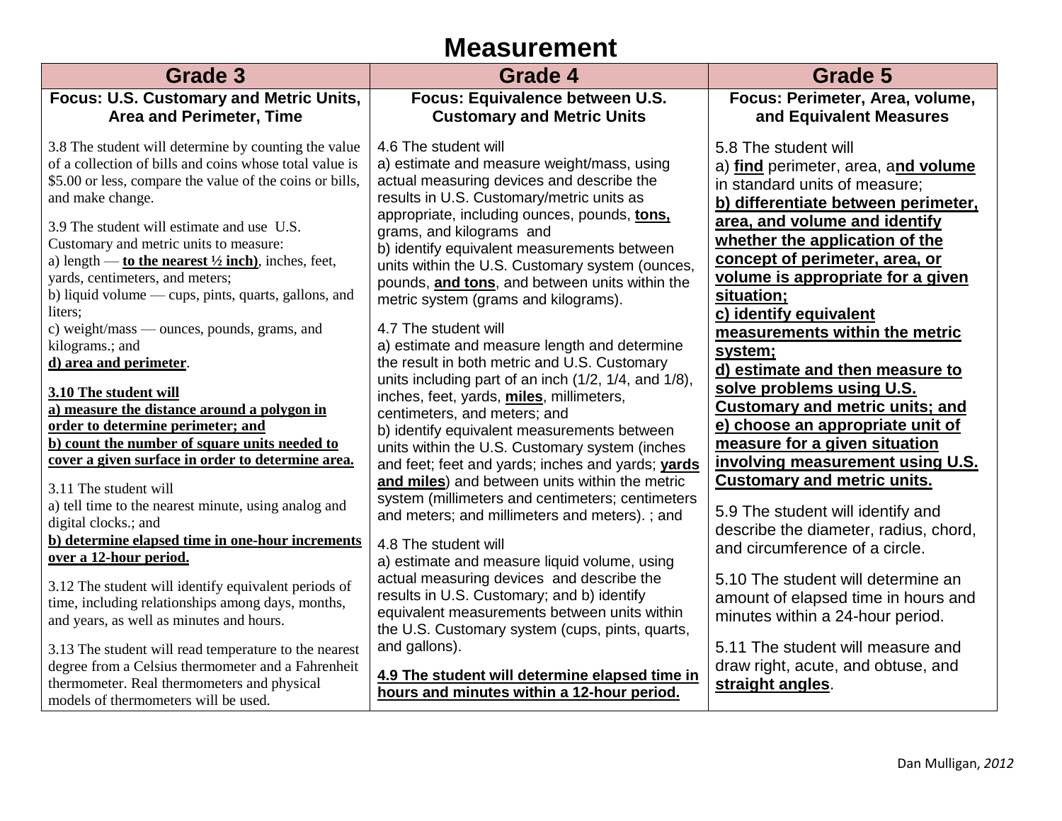# Measurement

| Grade 3 | Grade 4 | Grade 5 |
|---|---|---|
| **Focus: U.S. Customary and Metric Units, Area and Perimeter, Time** | **Focus: Equivalence between U.S. Customary and Metric Units** | **Focus: Perimeter, Area, volume, and Equivalent Measures** |
| 3.8 The student will determine by counting the value of a collection of bills and coins whose total value is $5.00 or less, compare the value of the coins or bills, and make change.<br><br>3.9 The student will estimate and use U.S. Customary and metric units to measure:<br>a) length — **to the nearest ½ inch)**, inches, feet, yards, centimeters, and meters;<br>b) liquid volume — cups, pints, quarts, gallons, and liters;<br>c) weight/mass — ounces, pounds, grams, and kilograms.; and<br>**d) area and perimeter**.<br><br>**3.10 The student will**<br>**a) measure the distance around a polygon in order to determine perimeter; and**<br>**b) count the number of square units needed to cover a given surface in order to determine area.**<br><br>3.11 The student will<br>a) tell time to the nearest minute, using analog and digital clocks.; and<br>**b) determine elapsed time in one-hour increments over a 12-hour period.**<br><br>3.12 The student will identify equivalent periods of time, including relationships among days, months, and years, as well as minutes and hours.<br><br>3.13 The student will read temperature to the nearest degree from a Celsius thermometer and a Fahrenheit thermometer. Real thermometers and physical models of thermometers will be used. | 4.6 The student will<br>a) estimate and measure weight/mass, using actual measuring devices and describe the results in U.S. Customary/metric units as appropriate, including ounces, pounds, **tons,** grams, and kilograms and<br>b) identify equivalent measurements between units within the U.S. Customary system (ounces, pounds, **and tons**, and between units within the metric system (grams and kilograms).<br><br>4.7 The student will<br>a) estimate and measure length and determine the result in both metric and U.S. Customary units including part of an inch (1/2, 1/4, and 1/8), inches, feet, yards, **miles**, millimeters, centimeters, and meters; and<br>b) identify equivalent measurements between units within the U.S. Customary system (inches and feet; feet and yards; inches and yards; **yards and miles**) and between units within the metric system (millimeters and centimeters; centimeters and meters; and millimeters and meters). ; and<br><br>4.8 The student will<br>a) estimate and measure liquid volume, using actual measuring devices and describe the results in U.S. Customary; and b) identify equivalent measurements between units within the U.S. Customary system (cups, pints, quarts, and gallons).<br><br>**4.9 The student will determine elapsed time in hours and minutes within a 12-hour period.** | 5.8 The student will<br>a) **find** perimeter, area, a**nd volume** in standard units of measure;<br>**b) differentiate between perimeter, area, and volume and identify whether the application of the concept of perimeter, area, or volume is appropriate for a given situation;**<br>**c) identify equivalent measurements within the metric system;**<br>**d) estimate and then measure to solve problems using U.S. Customary and metric units; and**<br>**e) choose an appropriate unit of measure for a given situation involving measurement using U.S. Customary and metric units.**<br><br>5.9 The student will identify and describe the diameter, radius, chord, and circumference of a circle.<br><br>5.10 The student will determine an amount of elapsed time in hours and minutes within a 24-hour period.<br><br>5.11 The student will measure and draw right, acute, and obtuse, and **straight angles**. |

Dan Mulligan, *2012*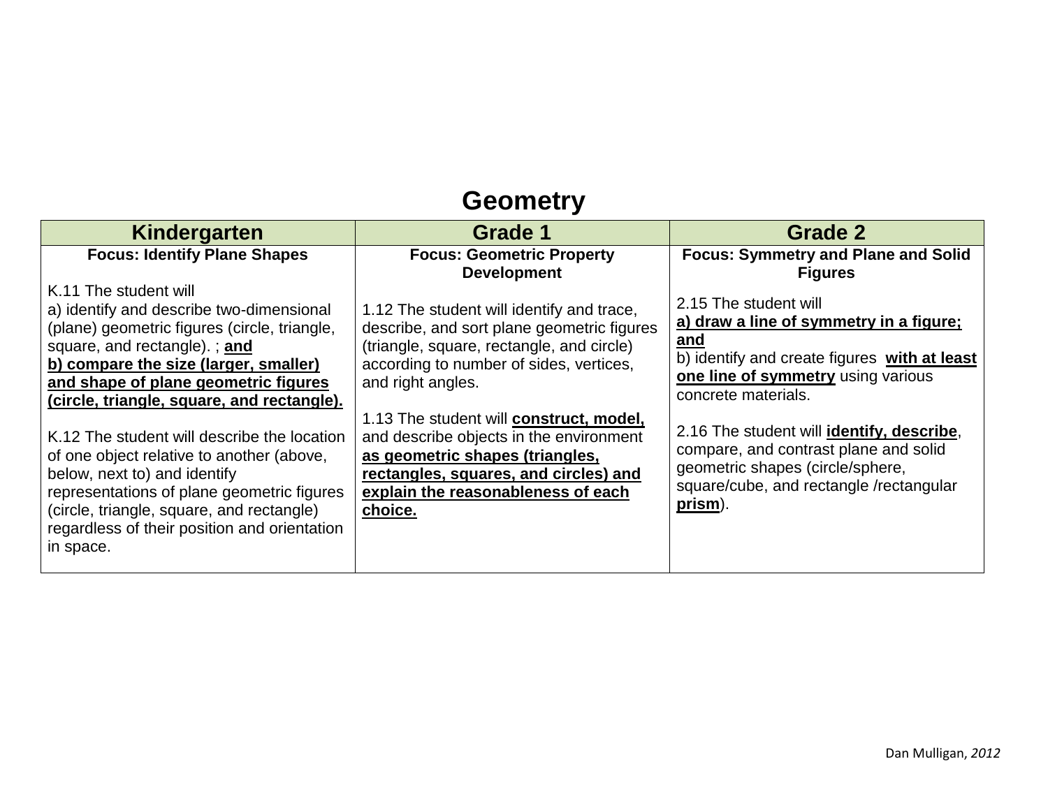# Geometry

| Kindergarten | Grade 1 | Grade 2 |
|---|---|---|
| **Focus: Identify Plane Shapes**<br><br>K.11 The student will<br>a) identify and describe two-dimensional (plane) geometric figures (circle, triangle, square, and rectangle). ; **and**<br>**b) compare the size (larger, smaller) and shape of plane geometric figures (circle, triangle, square, and rectangle).**<br><br>K.12 The student will describe the location of one object relative to another (above, below, next to) and identify representations of plane geometric figures (circle, triangle, square, and rectangle) regardless of their position and orientation in space. | **Focus: Geometric Property Development**<br><br>1.12 The student will identify and trace, describe, and sort plane geometric figures (triangle, square, rectangle, and circle) according to number of sides, vertices, and right angles.<br><br>1.13 The student will **construct, model,** and describe objects in the environment **as geometric shapes (triangles, rectangles, squares, and circles) and explain the reasonableness of each choice.** | **Focus: Symmetry and Plane and Solid Figures**<br><br>2.15 The student will<br>**a) draw a line of symmetry in a figure; and**<br>b) identify and create figures **with at least one line of symmetry** using various concrete materials.<br><br>2.16 The student will **identify, describe**, compare, and contrast plane and solid geometric shapes (circle/sphere, square/cube, and rectangle /rectangular **prism**). |

Dan Mulligan, *2012*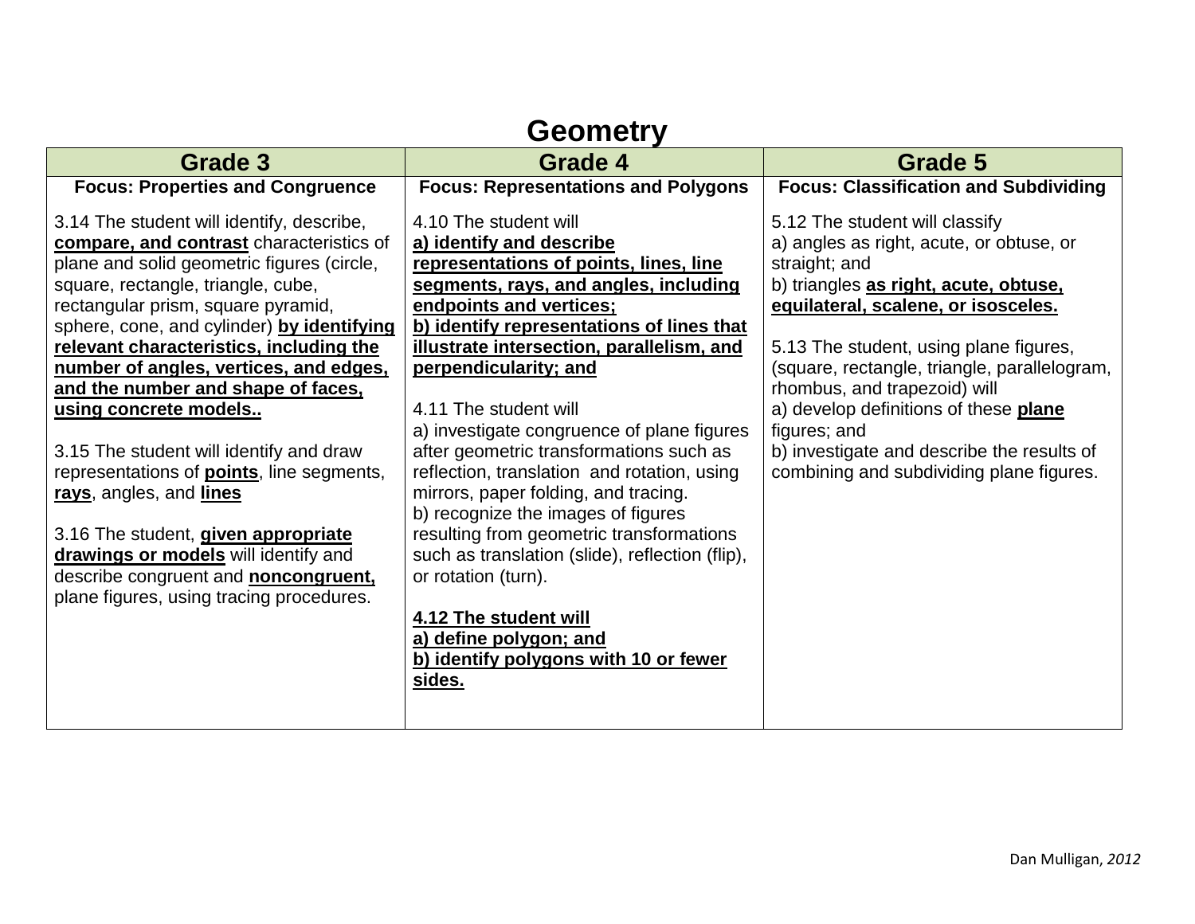# Geometry

| Grade 3 | Grade 4 | Grade 5 |
|---|---|---|
| **Focus: Properties and Congruence** | **Focus: Representations and Polygons** | **Focus: Classification and Subdividing** |
| 3.14 The student will identify, describe, **compare, and contrast** characteristics of plane and solid geometric figures (circle, square, rectangle, triangle, cube, rectangular prism, square pyramid, sphere, cone, and cylinder) **by identifying relevant characteristics, including the number of angles, vertices, and edges, and the number and shape of faces, using concrete models..**<br><br>3.15 The student will identify and draw representations of **points**, line segments, **rays**, angles, and **lines**<br><br>3.16 The student, **given appropriate drawings or models** will identify and describe congruent and **noncongruent,** plane figures, using tracing procedures. | 4.10 The student will<br>**a) identify and describe representations of points, lines, line segments, rays, and angles, including endpoints and vertices;**<br>**b) identify representations of lines that illustrate intersection, parallelism, and perpendicularity; and**<br><br>4.11 The student will<br>a) investigate congruence of plane figures after geometric transformations such as reflection, translation and rotation, using mirrors, paper folding, and tracing.<br>b) recognize the images of figures resulting from geometric transformations such as translation (slide), reflection (flip), or rotation (turn).<br><br>**4.12 The student will**<br>**a) define polygon; and**<br>**b) identify polygons with 10 or fewer sides.** | 5.12 The student will classify<br>a) angles as right, acute, or obtuse, or straight; and<br>b) triangles **as right, acute, obtuse, equilateral, scalene, or isosceles.**<br><br>5.13 The student, using plane figures, (square, rectangle, triangle, parallelogram, rhombus, and trapezoid) will<br>a) develop definitions of these **plane** figures; and<br>b) investigate and describe the results of combining and subdividing plane figures. |

Dan Mulligan, *2012*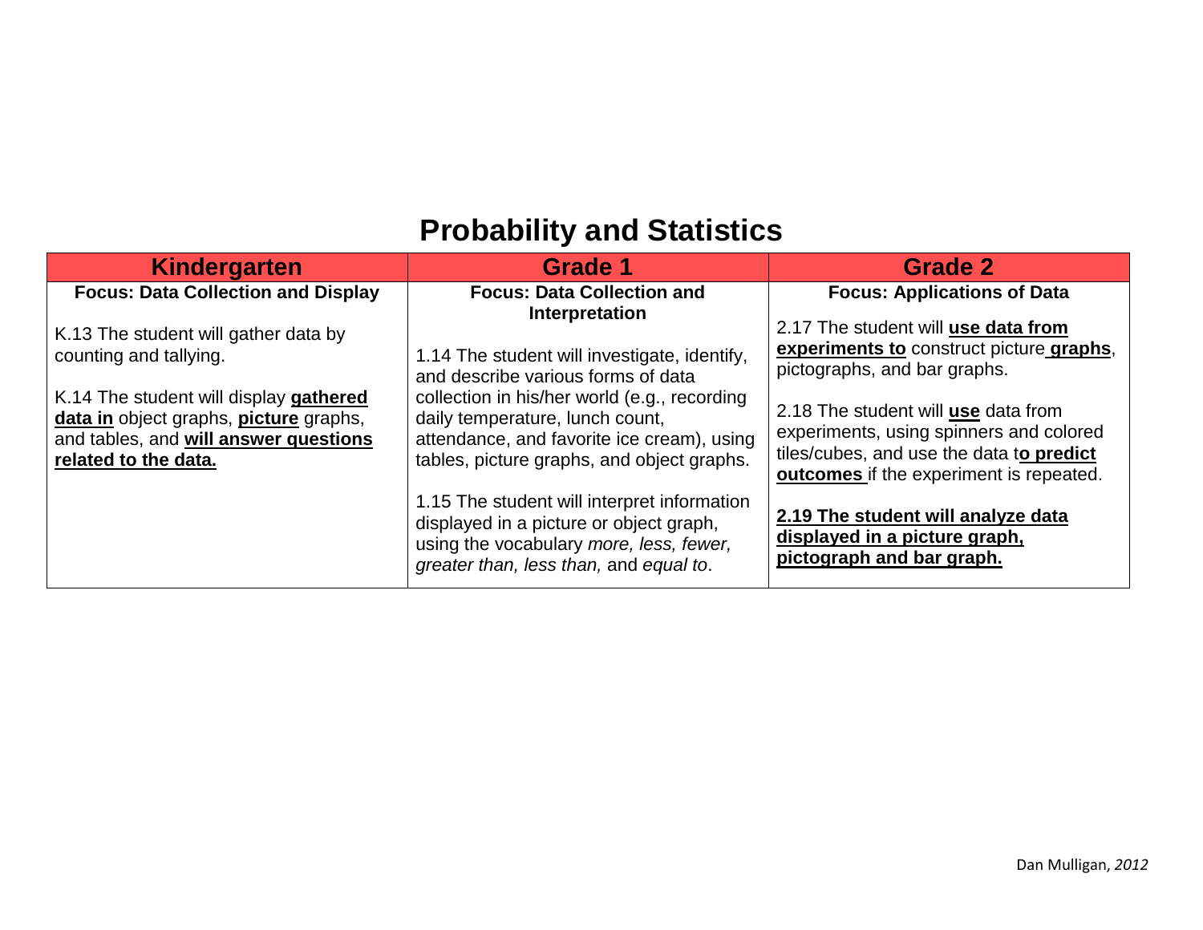# Probability and Statistics

| Kindergarten | Grade 1 | Grade 2 |
|---|---|---|
| **Focus: Data Collection and Display** | **Focus: Data Collection and Interpretation** | **Focus: Applications of Data** |
| K.13 The student will gather data by counting and tallying.<br><br>K.14 The student will display **gathered data in** object graphs, **picture** graphs, and tables, and **will answer questions related to the data.** | 1.14 The student will investigate, identify, and describe various forms of data collection in his/her world (e.g., recording daily temperature, lunch count, attendance, and favorite ice cream), using tables, picture graphs, and object graphs.<br><br>1.15 The student will interpret information displayed in a picture or object graph, using the vocabulary *more, less, fewer, greater than, less than,* and *equal to*. | 2.17 The student will **use data from experiments to** construct picture **graphs**, pictographs, and bar graphs.<br><br>2.18 The student will **use** data from experiments, using spinners and colored tiles/cubes, and use the data t**o predict outcomes** if the experiment is repeated.<br><br>**2.19 The student will analyze data displayed in a picture graph, pictograph and bar graph.** |

Dan Mulligan, *2012*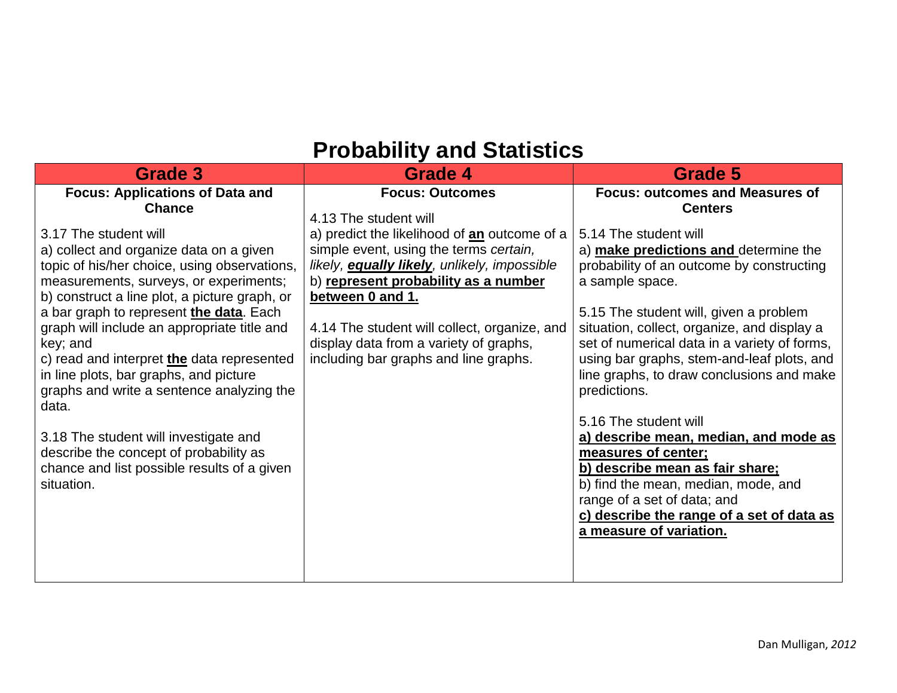# Probability and Statistics

| Grade 3 | Grade 4 | Grade 5 |
|---|---|---|
| **Focus: Applications of Data and Chance**<br><br>3.17 The student will<br>a) collect and organize data on a given topic of his/her choice, using observations, measurements, surveys, or experiments;<br>b) construct a line plot, a picture graph, or a bar graph to represent **the data**. Each graph will include an appropriate title and key; and<br>c) read and interpret **the** data represented in line plots, bar graphs, and picture graphs and write a sentence analyzing the data.<br><br>3.18 The student will investigate and describe the concept of probability as chance and list possible results of a given situation. | **Focus: Outcomes**<br><br>4.13 The student will<br>a) predict the likelihood of **an** outcome of a simple event, using the terms *certain, likely, **equally likely**, unlikely, impossible*<br>b) **represent probability as a number between 0 and 1.**<br><br>4.14 The student will collect, organize, and display data from a variety of graphs, including bar graphs and line graphs. | **Focus: outcomes and Measures of Centers**<br><br>5.14 The student will<br>a) **make predictions and** determine the probability of an outcome by constructing a sample space.<br><br>5.15 The student will, given a problem situation, collect, organize, and display a set of numerical data in a variety of forms, using bar graphs, stem-and-leaf plots, and line graphs, to draw conclusions and make predictions.<br><br>5.16 The student will<br>**a) describe mean, median, and mode as measures of center;**<br>**b) describe mean as fair share;**<br>b) find the mean, median, mode, and range of a set of data; and<br>**c) describe the range of a set of data as a measure of variation.** |

Dan Mulligan, *2012*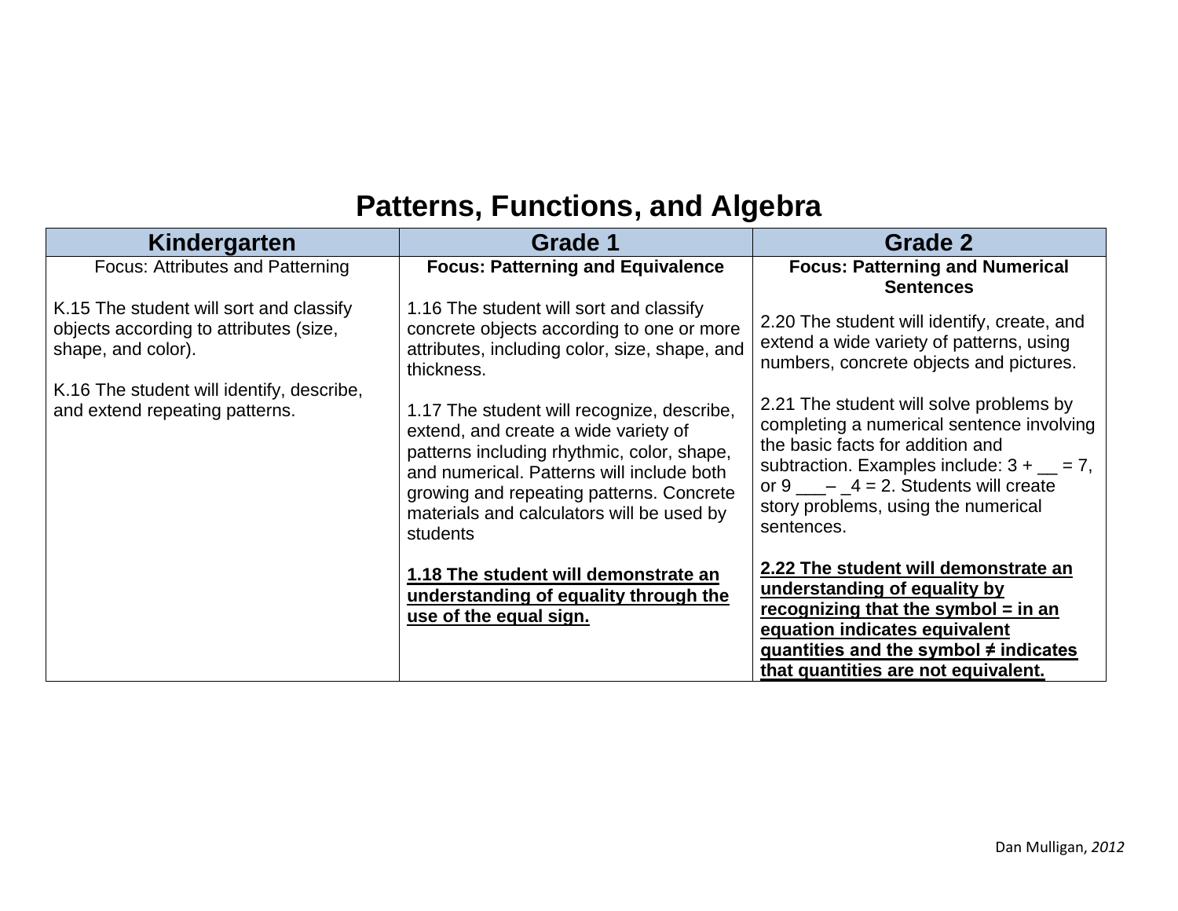# Patterns, Functions, and Algebra

| Kindergarten | Grade 1 | Grade 2 |
|---|---|---|
| Focus: Attributes and Patterning<br><br>K.15 The student will sort and classify objects according to attributes (size, shape, and color).<br><br>K.16 The student will identify, describe, and extend repeating patterns. | **Focus: Patterning and Equivalence**<br><br>1.16 The student will sort and classify concrete objects according to one or more attributes, including color, size, shape, and thickness.<br><br>1.17 The student will recognize, describe, extend, and create a wide variety of patterns including rhythmic, color, shape, and numerical. Patterns will include both growing and repeating patterns. Concrete materials and calculators will be used by students<br><br>**<u>1.18 The student will demonstrate an understanding of equality through the use of the equal sign.</u>** | **Focus: Patterning and Numerical Sentences**<br><br>2.20 The student will identify, create, and extend a wide variety of patterns, using numbers, concrete objects and pictures.<br><br>2.21 The student will solve problems by completing a numerical sentence involving the basic facts for addition and subtraction. Examples include: 3 + __ = 7, or 9 ___– _4 = 2. Students will create story problems, using the numerical sentences.<br><br>**<u>2.22 The student will demonstrate an understanding of equality by recognizing that the symbol = in an equation indicates equivalent quantities and the symbol ≠ indicates that quantities are not equivalent.</u>** |

Dan Mulligan, *2012*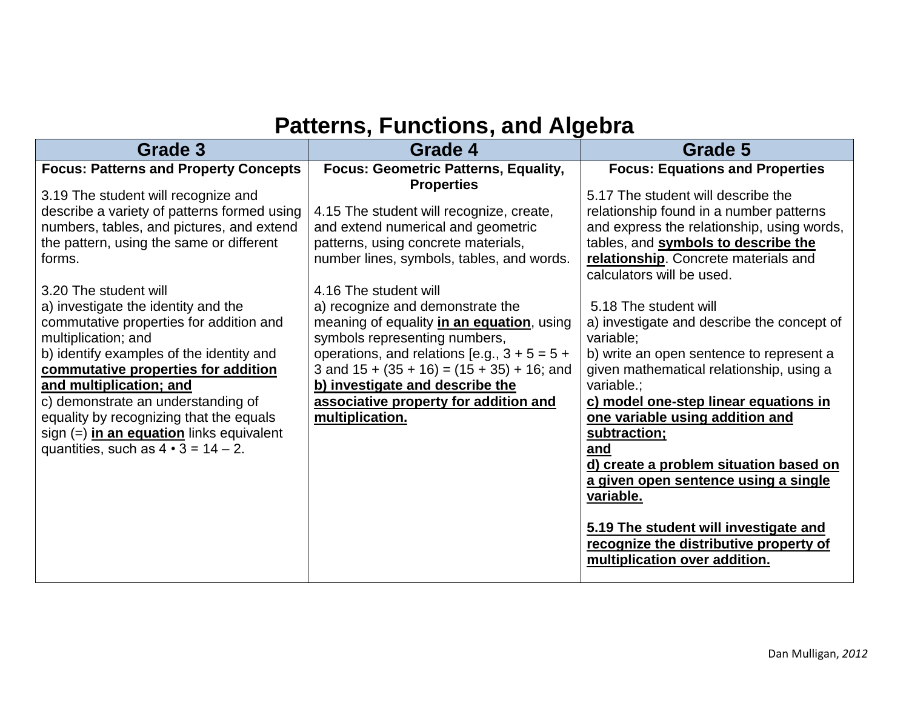# Patterns, Functions, and Algebra

| Grade 3 | Grade 4 | Grade 5 |
|---|---|---|
| **Focus: Patterns and Property Concepts**<br><br>3.19 The student will recognize and describe a variety of patterns formed using numbers, tables, and pictures, and extend the pattern, using the same or different forms.<br><br>3.20 The student will<br>a) investigate the identity and the commutative properties for addition and multiplication; and<br>b) identify examples of the identity and **commutative properties for addition and multiplication; and**<br>c) demonstrate an understanding of equality by recognizing that the equals sign (=) **in an equation** links equivalent quantities, such as 4 • 3 = 14 – 2. | **Focus: Geometric Patterns, Equality, Properties**<br><br>4.15 The student will recognize, create, and extend numerical and geometric patterns, using concrete materials, number lines, symbols, tables, and words.<br><br>4.16 The student will<br>a) recognize and demonstrate the meaning of equality **in an equation**, using symbols representing numbers, operations, and relations [e.g., 3 + 5 = 5 + 3 and 15 + (35 + 16) = (15 + 35) + 16; and<br>**b) investigate and describe the associative property for addition and multiplication.** | **Focus: Equations and Properties**<br><br>5.17 The student will describe the relationship found in a number patterns and express the relationship, using words, tables, and **symbols to describe the relationship**. Concrete materials and calculators will be used.<br><br>5.18 The student will<br>a) investigate and describe the concept of variable;<br>b) write an open sentence to represent a given mathematical relationship, using a variable.;<br>**c) model one-step linear equations in one variable using addition and subtraction;**<br>**and**<br>**d) create a problem situation based on a given open sentence using a single variable.**<br><br>**5.19 The student will investigate and recognize the distributive property of multiplication over addition.** |

Dan Mulligan, *2012*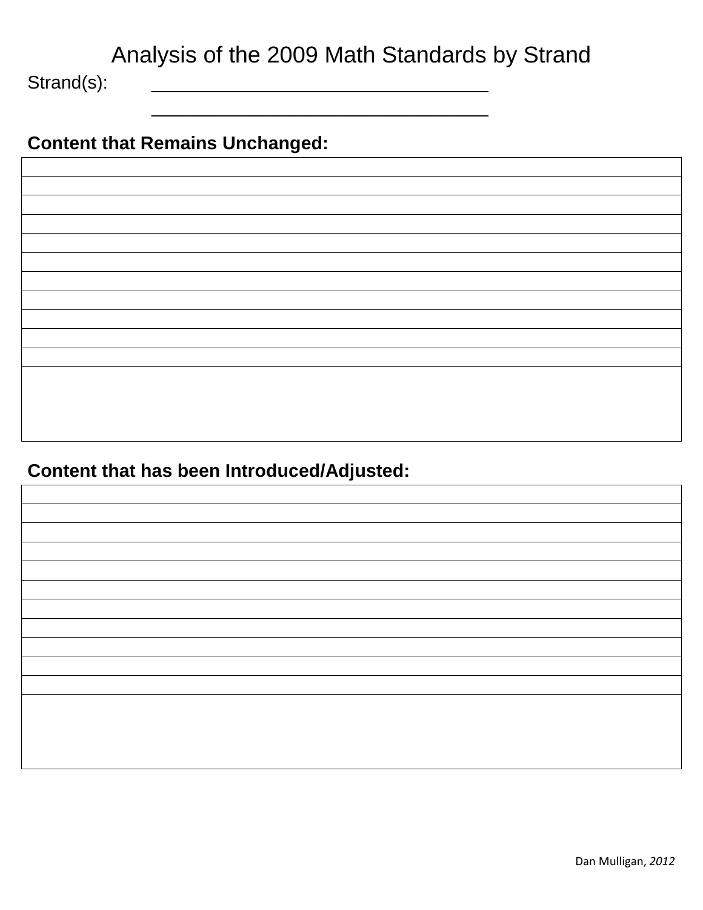# Analysis of the 2009 Math Standards by Strand

Strand(s): ________________________________

________________________________

**Content that Remains Unchanged:**

| |
|---|
| |
| |
| |
| |
| |
| |
| |
| |
| |
| |
| |

**Content that has been Introduced/Adjusted:**

| |
|---|
| |
| |
| |
| |
| |
| |
| |
| |
| |
| |
| |

Dan Mulligan, *2012*